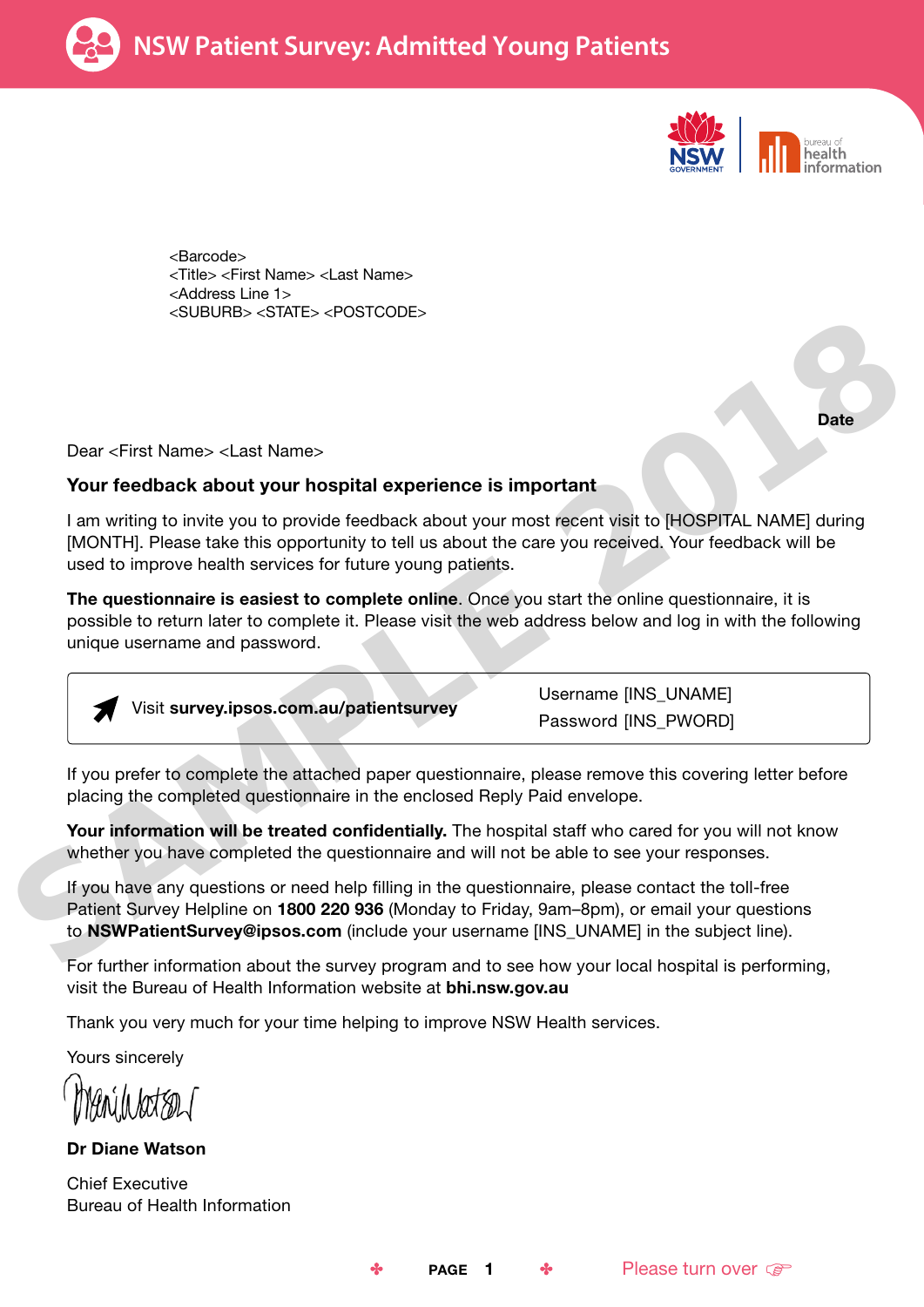# NSW Patient Survey: Admitted Young Patients

<Barcode>
<Title> <First Name> <Last Name>
<Address Line 1>
<SUBURB> <STATE> <POSTCODE>

**Date**

Dear <First Name> <Last Name>

**Your feedback about your hospital experience is important**

I am writing to invite you to provide feedback about your most recent visit to [HOSPITAL NAME] during [MONTH]. Please take this opportunity to tell us about the care you received. Your feedback will be used to improve health services for future young patients.

**The questionnaire is easiest to complete online**. Once you start the online questionnaire, it is possible to return later to complete it. Please visit the web address below and log in with the following unique username and password.

| Visit **survey.ipsos.com.au/patientsurvey** | Username [INS_UNAME]<br>Password [INS_PWORD] |
|---|---|

If you prefer to complete the attached paper questionnaire, please remove this covering letter before placing the completed questionnaire in the enclosed Reply Paid envelope.

**Your information will be treated confidentially.** The hospital staff who cared for you will not know whether you have completed the questionnaire and will not be able to see your responses.

If you have any questions or need help filling in the questionnaire, please contact the toll-free Patient Survey Helpline on **1800 220 936** (Monday to Friday, 9am–8pm), or email your questions to **NSWPatientSurvey@ipsos.com** (include your username [INS_UNAME] in the subject line).

For further information about the survey program and to see how your local hospital is performing, visit the Bureau of Health Information website at **bhi.nsw.gov.au**

Thank you very much for your time helping to improve NSW Health services.

Yours sincerely

**Dr Diane Watson**

Chief Executive
Bureau of Health Information

Please turn over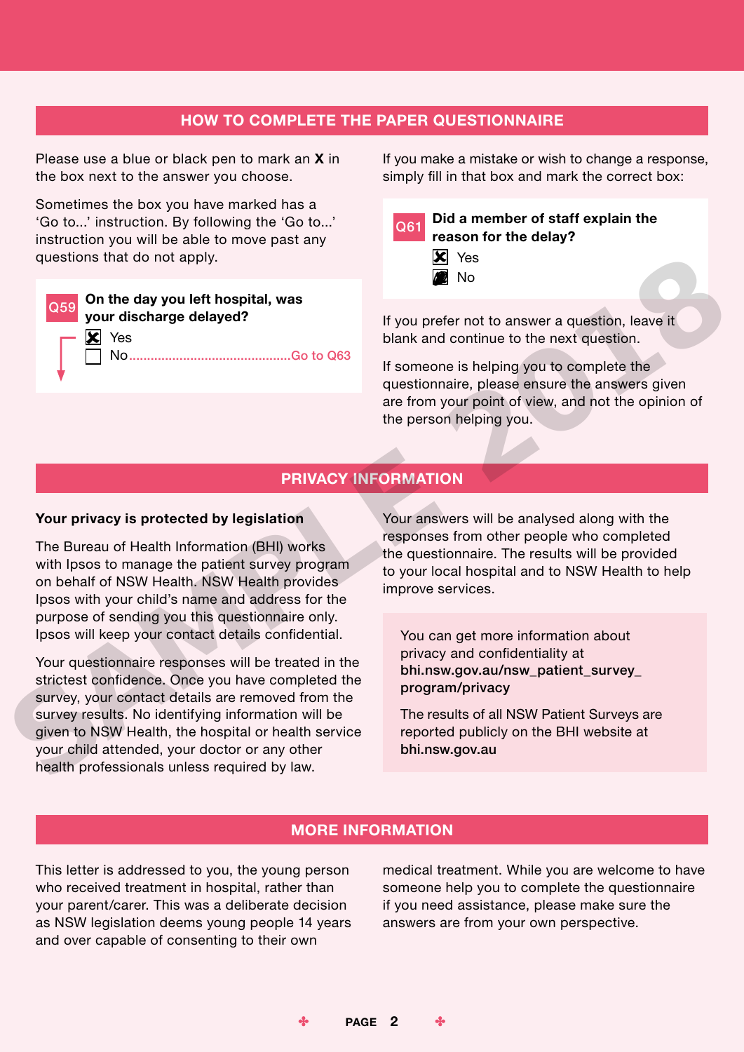## HOW TO COMPLETE THE PAPER QUESTIONNAIRE

Please use a blue or black pen to mark an **X** in the box next to the answer you choose.

Sometimes the box you have marked has a 'Go to...' instruction. By following the 'Go to...' instruction you will be able to move past any questions that do not apply.

**Q59 On the day you left hospital, was your discharge delayed?**

- [x] Yes
- [ ] No ............................................Go to Q63

If you make a mistake or wish to change a response, simply fill in that box and mark the correct box:

**Q61 Did a member of staff explain the reason for the delay?**

- [x] Yes
- [■] No

If you prefer not to answer a question, leave it blank and continue to the next question.

If someone is helping you to complete the questionnaire, please ensure the answers given are from your point of view, and not the opinion of the person helping you.

## PRIVACY INFORMATION

**Your privacy is protected by legislation**

The Bureau of Health Information (BHI) works with Ipsos to manage the patient survey program on behalf of NSW Health. NSW Health provides Ipsos with your child's name and address for the purpose of sending you this questionnaire only. Ipsos will keep your contact details confidential.

Your questionnaire responses will be treated in the strictest confidence. Once you have completed the survey, your contact details are removed from the survey results. No identifying information will be given to NSW Health, the hospital or health service your child attended, your doctor or any other health professionals unless required by law.

Your answers will be analysed along with the responses from other people who completed the questionnaire. The results will be provided to your local hospital and to NSW Health to help improve services.

You can get more information about privacy and confidentiality at **bhi.nsw.gov.au/nsw_patient_survey_program/privacy**

The results of all NSW Patient Surveys are reported publicly on the BHI website at **bhi.nsw.gov.au**

## MORE INFORMATION

This letter is addressed to you, the young person who received treatment in hospital, rather than your parent/carer. This was a deliberate decision as NSW legislation deems young people 14 years and over capable of consenting to their own medical treatment. While you are welcome to have someone help you to complete the questionnaire if you need assistance, please make sure the answers are from your own perspective.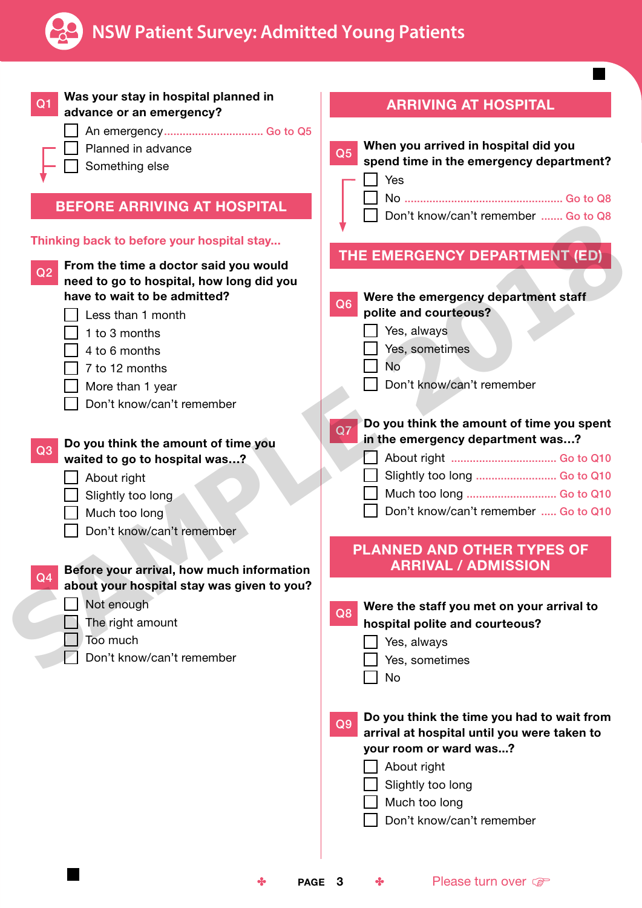# NSW Patient Survey: Admitted Young Patients

**Q1 Was your stay in hospital planned in advance or an emergency?**

- ☐ An emergency ................................ Go to Q5
- ☐ Planned in advance
- ☐ Something else

## BEFORE ARRIVING AT HOSPITAL

Thinking back to before your hospital stay...

**Q2 From the time a doctor said you would need to go to hospital, how long did you have to wait to be admitted?**

- ☐ Less than 1 month
- ☐ 1 to 3 months
- ☐ 4 to 6 months
- ☐ 7 to 12 months
- ☐ More than 1 year
- ☐ Don't know/can't remember

**Q3 Do you think the amount of time you waited to go to hospital was...?**

- ☐ About right
- ☐ Slightly too long
- ☐ Much too long
- ☐ Don't know/can't remember

**Q4 Before your arrival, how much information about your hospital stay was given to you?**

- ☐ Not enough
- ☐ The right amount
- ☐ Too much
- ☐ Don't know/can't remember

## ARRIVING AT HOSPITAL

**Q5 When you arrived in hospital did you spend time in the emergency department?**

- ☐ Yes
- ☐ No .................................................. Go to Q8
- ☐ Don't know/can't remember ....... Go to Q8

## THE EMERGENCY DEPARTMENT (ED)

**Q6 Were the emergency department staff polite and courteous?**

- ☐ Yes, always
- ☐ Yes, sometimes
- ☐ No
- ☐ Don't know/can't remember

**Q7 Do you think the amount of time you spent in the emergency department was...?**

- ☐ About right ................................. Go to Q10
- ☐ Slightly too long ......................... Go to Q10
- ☐ Much too long ............................ Go to Q10
- ☐ Don't know/can't remember ..... Go to Q10

## PLANNED AND OTHER TYPES OF ARRIVAL / ADMISSION

**Q8 Were the staff you met on your arrival to hospital polite and courteous?**

- ☐ Yes, always
- ☐ Yes, sometimes
- ☐ No

**Q9 Do you think the time you had to wait from arrival at hospital until you were taken to your room or ward was...?**

- ☐ About right
- ☐ Slightly too long
- ☐ Much too long
- ☐ Don't know/can't remember

Please turn over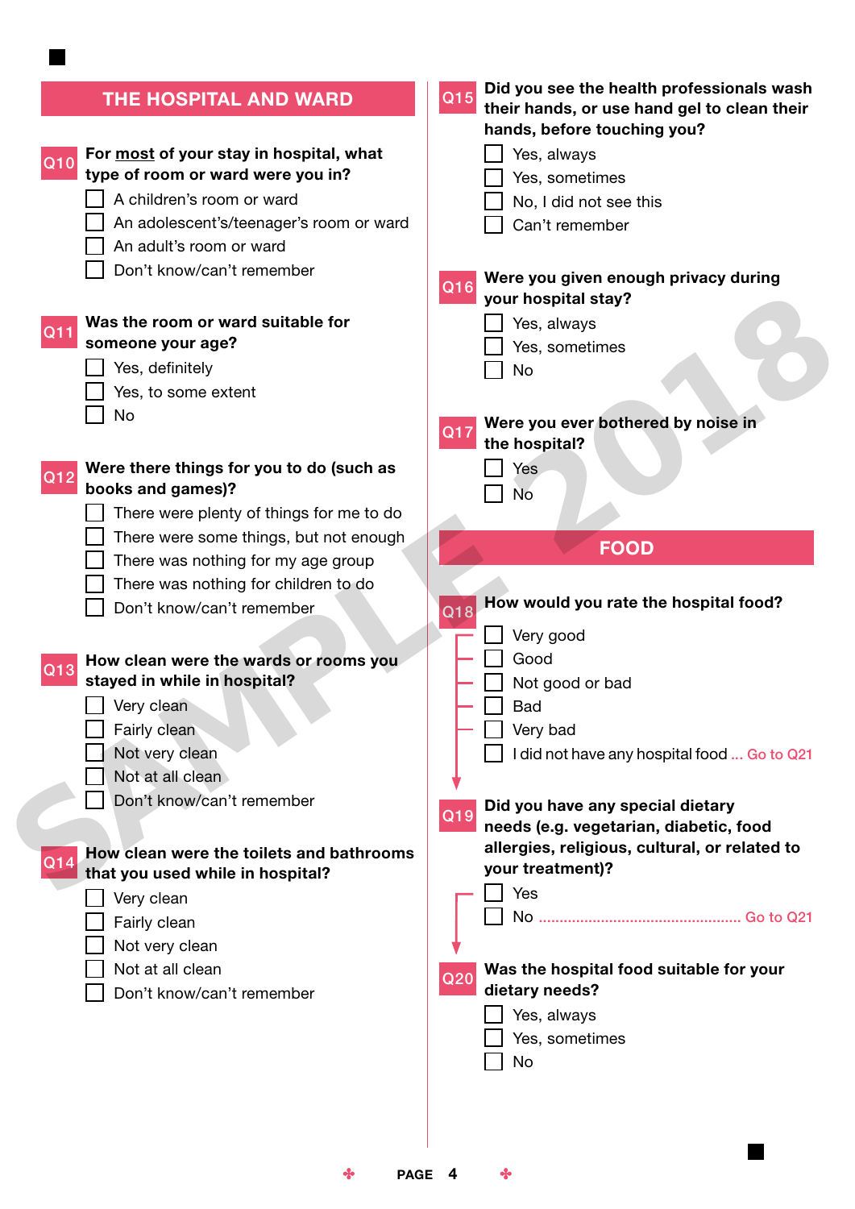## THE HOSPITAL AND WARD

**Q10** **For <u>most</u> of your stay in hospital, what type of room or ward were you in?**

- ☐ A children's room or ward
- ☐ An adolescent's/teenager's room or ward
- ☐ An adult's room or ward
- ☐ Don't know/can't remember

**Q11** **Was the room or ward suitable for someone your age?**

- ☐ Yes, definitely
- ☐ Yes, to some extent
- ☐ No

**Q12** **Were there things for you to do (such as books and games)?**

- ☐ There were plenty of things for me to do
- ☐ There were some things, but not enough
- ☐ There was nothing for my age group
- ☐ There was nothing for children to do
- ☐ Don't know/can't remember

**Q13** **How clean were the wards or rooms you stayed in while in hospital?**

- ☐ Very clean
- ☐ Fairly clean
- ☐ Not very clean
- ☐ Not at all clean
- ☐ Don't know/can't remember

**Q14** **How clean were the toilets and bathrooms that you used while in hospital?**

- ☐ Very clean
- ☐ Fairly clean
- ☐ Not very clean
- ☐ Not at all clean
- ☐ Don't know/can't remember

**Q15** **Did you see the health professionals wash their hands, or use hand gel to clean their hands, before touching you?**

- ☐ Yes, always
- ☐ Yes, sometimes
- ☐ No, I did not see this
- ☐ Can't remember

**Q16** **Were you given enough privacy during your hospital stay?**

- ☐ Yes, always
- ☐ Yes, sometimes
- ☐ No

**Q17** **Were you ever bothered by noise in the hospital?**

- ☐ Yes
- ☐ No

## FOOD

**Q18** **How would you rate the hospital food?**

- ☐ Very good
- ☐ Good
- ☐ Not good or bad
- ☐ Bad
- ☐ Very bad
- ☐ I did not have any hospital food ... Go to Q21

**Q19** **Did you have any special dietary needs (e.g. vegetarian, diabetic, food allergies, religious, cultural, or related to your treatment)?**

- ☐ Yes
- ☐ No ................................................ Go to Q21

**Q20** **Was the hospital food suitable for your dietary needs?**

- ☐ Yes, always
- ☐ Yes, sometimes
- ☐ No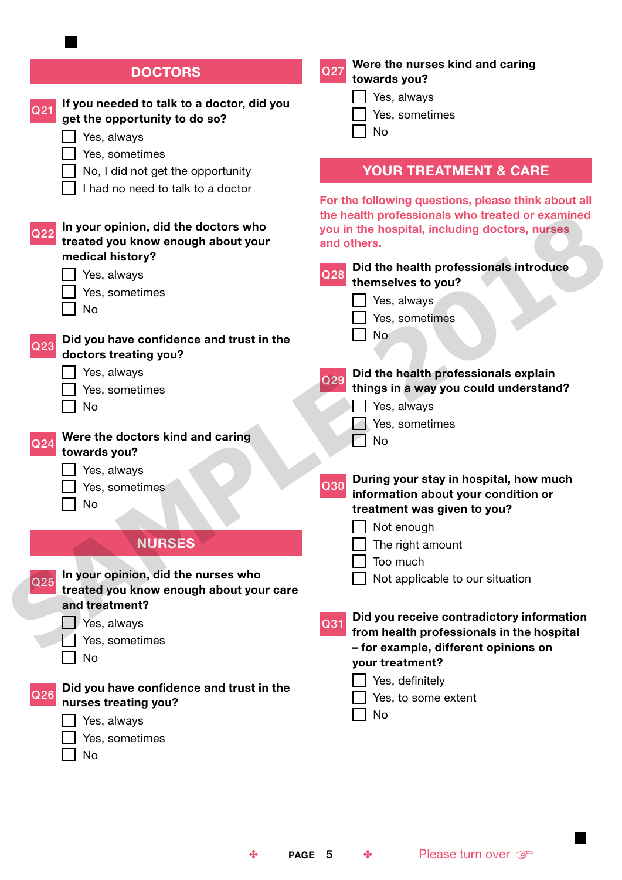## DOCTORS

**Q21 If you needed to talk to a doctor, did you get the opportunity to do so?**

- ☐ Yes, always
- ☐ Yes, sometimes
- ☐ No, I did not get the opportunity
- ☐ I had no need to talk to a doctor

**Q22 In your opinion, did the doctors who treated you know enough about your medical history?**

- ☐ Yes, always
- ☐ Yes, sometimes
- ☐ No

**Q23 Did you have confidence and trust in the doctors treating you?**

- ☐ Yes, always
- ☐ Yes, sometimes
- ☐ No

**Q24 Were the doctors kind and caring towards you?**

- ☐ Yes, always
- ☐ Yes, sometimes
- ☐ No

## NURSES

**Q25 In your opinion, did the nurses who treated you know enough about your care and treatment?**

- ☐ Yes, always
- ☐ Yes, sometimes
- ☐ No

**Q26 Did you have confidence and trust in the nurses treating you?**

- ☐ Yes, always
- ☐ Yes, sometimes
- ☐ No

**Q27 Were the nurses kind and caring towards you?**

- ☐ Yes, always
- ☐ Yes, sometimes
- ☐ No

## YOUR TREATMENT & CARE

**For the following questions, please think about all the health professionals who treated or examined you in the hospital, including doctors, nurses and others.**

**Q28 Did the health professionals introduce themselves to you?**

- ☐ Yes, always
- ☐ Yes, sometimes
- ☐ No

**Q29 Did the health professionals explain things in a way you could understand?**

- ☐ Yes, always
- ☐ Yes, sometimes
- ☐ No

**Q30 During your stay in hospital, how much information about your condition or treatment was given to you?**

- ☐ Not enough
- ☐ The right amount
- ☐ Too much
- ☐ Not applicable to our situation

**Q31 Did you receive contradictory information from health professionals in the hospital – for example, different opinions on your treatment?**

- ☐ Yes, definitely
- ☐ Yes, to some extent
- ☐ No

Please turn over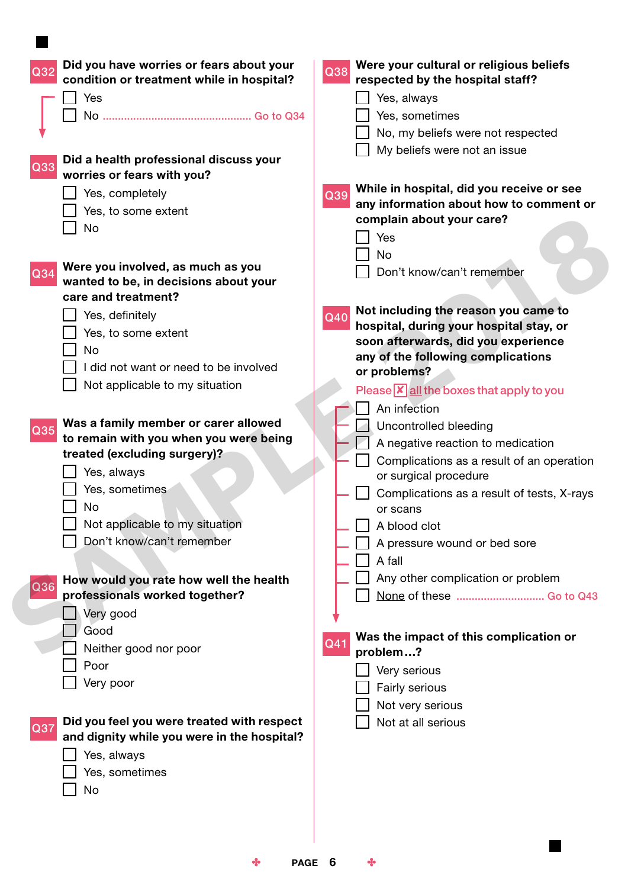**Q32 Did you have worries or fears about your condition or treatment while in hospital?**

- ☐ Yes
- ☐ No ........................................ Go to Q34

**Q33 Did a health professional discuss your worries or fears with you?**

- ☐ Yes, completely
- ☐ Yes, to some extent
- ☐ No

**Q34 Were you involved, as much as you wanted to be, in decisions about your care and treatment?**

- ☐ Yes, definitely
- ☐ Yes, to some extent
- ☐ No
- ☐ I did not want or need to be involved
- ☐ Not applicable to my situation

**Q35 Was a family member or carer allowed to remain with you when you were being treated (excluding surgery)?**

- ☐ Yes, always
- ☐ Yes, sometimes
- ☐ No
- ☐ Not applicable to my situation
- ☐ Don't know/can't remember

**Q36 How would you rate how well the health professionals worked together?**

- ☐ Very good
- ☐ Good
- ☐ Neither good nor poor
- ☐ Poor
- ☐ Very poor

**Q37 Did you feel you were treated with respect and dignity while you were in the hospital?**

- ☐ Yes, always
- ☐ Yes, sometimes
- ☐ No

**Q38 Were your cultural or religious beliefs respected by the hospital staff?**

- ☐ Yes, always
- ☐ Yes, sometimes
- ☐ No, my beliefs were not respected
- ☐ My beliefs were not an issue

**Q39 While in hospital, did you receive or see any information about how to comment or complain about your care?**

- ☐ Yes
- ☐ No
- ☐ Don't know/can't remember

**Q40 Not including the reason you came to hospital, during your hospital stay, or soon afterwards, did you experience any of the following complications or problems?**

Please ☒ all the boxes that apply to you

- ☐ An infection
- ☐ Uncontrolled bleeding
- ☐ A negative reaction to medication
- ☐ Complications as a result of an operation or surgical procedure
- ☐ Complications as a result of tests, X-rays or scans
- ☐ A blood clot
- ☐ A pressure wound or bed sore
- ☐ A fall
- ☐ Any other complication or problem
- ☐ None of these ............................ Go to Q43

**Q41 Was the impact of this complication or problem…?**

- ☐ Very serious
- ☐ Fairly serious
- ☐ Not very serious
- ☐ Not at all serious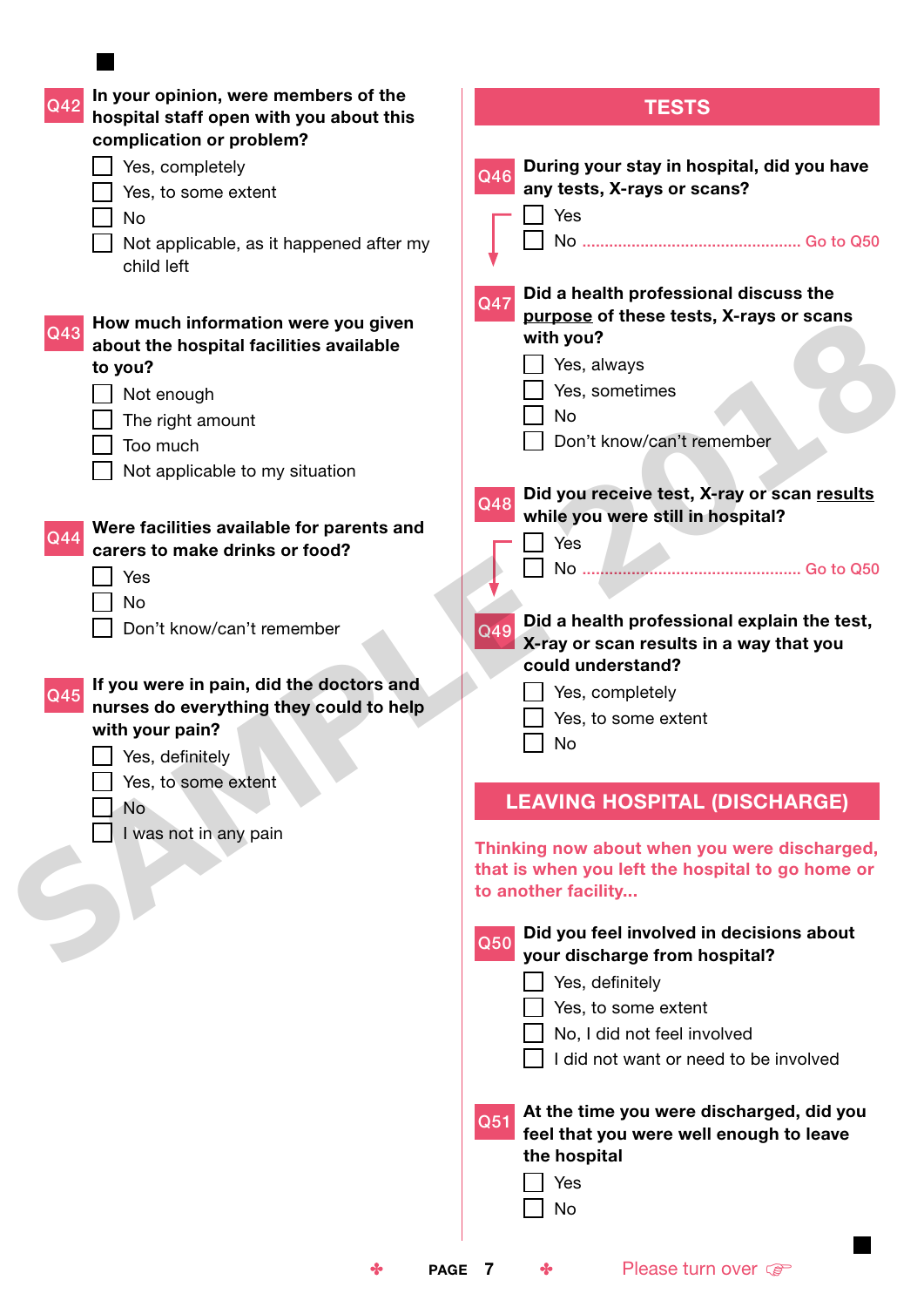**Q42** **In your opinion, were members of the hospital staff open with you about this complication or problem?**

- ☐ Yes, completely
- ☐ Yes, to some extent
- ☐ No
- ☐ Not applicable, as it happened after my child left

**Q43** **How much information were you given about the hospital facilities available to you?**

- ☐ Not enough
- ☐ The right amount
- ☐ Too much
- ☐ Not applicable to my situation

**Q44** **Were facilities available for parents and carers to make drinks or food?**

- ☐ Yes
- ☐ No
- ☐ Don't know/can't remember

**Q45** **If you were in pain, did the doctors and nurses do everything they could to help with your pain?**

- ☐ Yes, definitely
- ☐ Yes, to some extent
- ☐ No
- ☐ I was not in any pain

## TESTS

**Q46** **During your stay in hospital, did you have any tests, X-rays or scans?**

- ☐ Yes
- ☐ No ........ Go to Q50

**Q47** **Did a health professional discuss the purpose of these tests, X-rays or scans with you?**

- ☐ Yes, always
- ☐ Yes, sometimes
- ☐ No
- ☐ Don't know/can't remember

**Q48** **Did you receive test, X-ray or scan results while you were still in hospital?**

- ☐ Yes
- ☐ No ........ Go to Q50

**Q49** **Did a health professional explain the test, X-ray or scan results in a way that you could understand?**

- ☐ Yes, completely
- ☐ Yes, to some extent
- ☐ No

## LEAVING HOSPITAL (DISCHARGE)

Thinking now about when you were discharged, that is when you left the hospital to go home or to another facility...

**Q50** **Did you feel involved in decisions about your discharge from hospital?**

- ☐ Yes, definitely
- ☐ Yes, to some extent
- ☐ No, I did not feel involved
- ☐ I did not want or need to be involved

**Q51** **At the time you were discharged, did you feel that you were well enough to leave the hospital**

- ☐ Yes
- ☐ No

Please turn over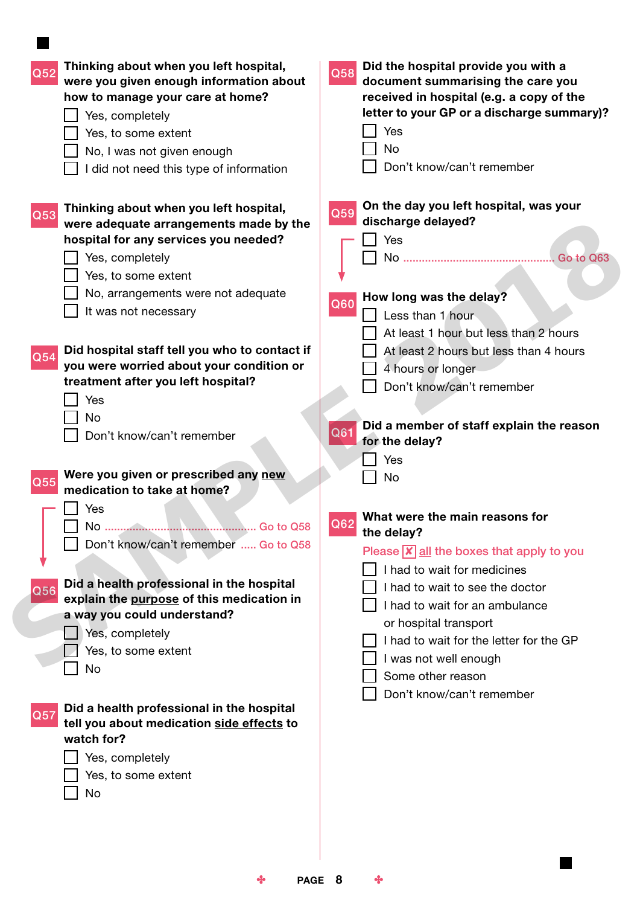**Q52** **Thinking about when you left hospital, were you given enough information about how to manage your care at home?**

- ☐ Yes, completely
- ☐ Yes, to some extent
- ☐ No, I was not given enough
- ☐ I did not need this type of information

**Q53** **Thinking about when you left hospital, were adequate arrangements made by the hospital for any services you needed?**

- ☐ Yes, completely
- ☐ Yes, to some extent
- ☐ No, arrangements were not adequate
- ☐ It was not necessary

**Q54** **Did hospital staff tell you who to contact if you were worried about your condition or treatment after you left hospital?**

- ☐ Yes
- ☐ No
- ☐ Don't know/can't remember

**Q55** **Were you given or prescribed any <u>new</u> medication to take at home?**

- ☐ Yes
- ☐ No .................................................. Go to Q58
- ☐ Don't know/can't remember ..... Go to Q58

**Q56** **Did a health professional in the hospital explain the <u>purpose</u> of this medication in a way you could understand?**

- ☐ Yes, completely
- ☐ Yes, to some extent
- ☐ No

**Q57** **Did a health professional in the hospital tell you about medication <u>side effects</u> to watch for?**

- ☐ Yes, completely
- ☐ Yes, to some extent
- ☐ No

**Q58** **Did the hospital provide you with a document summarising the care you received in hospital (e.g. a copy of the letter to your GP or a discharge summary)?**

- ☐ Yes
- ☐ No
- ☐ Don't know/can't remember

**Q59** **On the day you left hospital, was your discharge delayed?**

- ☐ Yes
- ☐ No ................................................. Go to Q63

**Q60** **How long was the delay?**

- ☐ Less than 1 hour
- ☐ At least 1 hour but less than 2 hours
- ☐ At least 2 hours but less than 4 hours
- ☐ 4 hours or longer
- ☐ Don't know/can't remember

**Q61** **Did a member of staff explain the reason for the delay?**

- ☐ Yes
- ☐ No

**Q62** **What were the main reasons for the delay?**

Please ☒ <u>all</u> the boxes that apply to you

- ☐ I had to wait for medicines
- ☐ I had to wait to see the doctor
- ☐ I had to wait for an ambulance or hospital transport
- ☐ I had to wait for the letter for the GP
- ☐ I was not well enough
- ☐ Some other reason
- ☐ Don't know/can't remember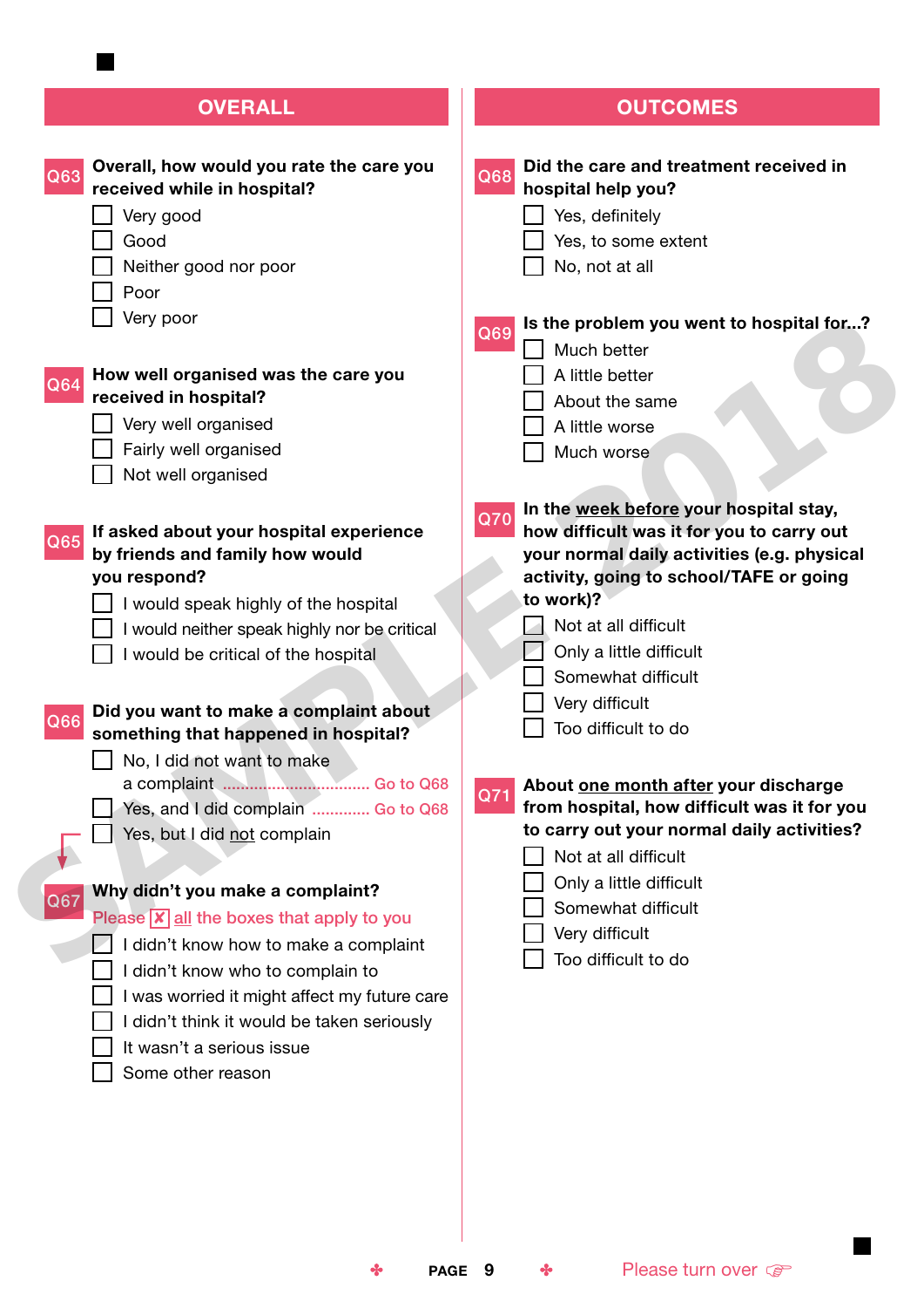## OVERALL

**Q63 Overall, how would you rate the care you received while in hospital?**

- ☐ Very good
- ☐ Good
- ☐ Neither good nor poor
- ☐ Poor
- ☐ Very poor

**Q64 How well organised was the care you received in hospital?**

- ☐ Very well organised
- ☐ Fairly well organised
- ☐ Not well organised

**Q65 If asked about your hospital experience by friends and family how would you respond?**

- ☐ I would speak highly of the hospital
- ☐ I would neither speak highly nor be critical
- ☐ I would be critical of the hospital

**Q66 Did you want to make a complaint about something that happened in hospital?**

- ☐ No, I did not want to make a complaint ................................ Go to Q68
- ☐ Yes, and I did complain ............ Go to Q68
- ☐ Yes, but I did not complain

**Q67 Why didn't you make a complaint?**

Please ☒ all the boxes that apply to you

- ☐ I didn't know how to make a complaint
- ☐ I didn't know who to complain to
- ☐ I was worried it might affect my future care
- ☐ I didn't think it would be taken seriously
- ☐ It wasn't a serious issue
- ☐ Some other reason

## OUTCOMES

**Q68 Did the care and treatment received in hospital help you?**

- ☐ Yes, definitely
- ☐ Yes, to some extent
- ☐ No, not at all

**Q69 Is the problem you went to hospital for...?**

- ☐ Much better
- ☐ A little better
- ☐ About the same
- ☐ A little worse
- ☐ Much worse

**Q70 In the week before your hospital stay, how difficult was it for you to carry out your normal daily activities (e.g. physical activity, going to school/TAFE or going to work)?**

- ☐ Not at all difficult
- ☐ Only a little difficult
- ☐ Somewhat difficult
- ☐ Very difficult
- ☐ Too difficult to do

**Q71 About one month after your discharge from hospital, how difficult was it for you to carry out your normal daily activities?**

- ☐ Not at all difficult
- ☐ Only a little difficult
- ☐ Somewhat difficult
- ☐ Very difficult
- ☐ Too difficult to do

Please turn over ☞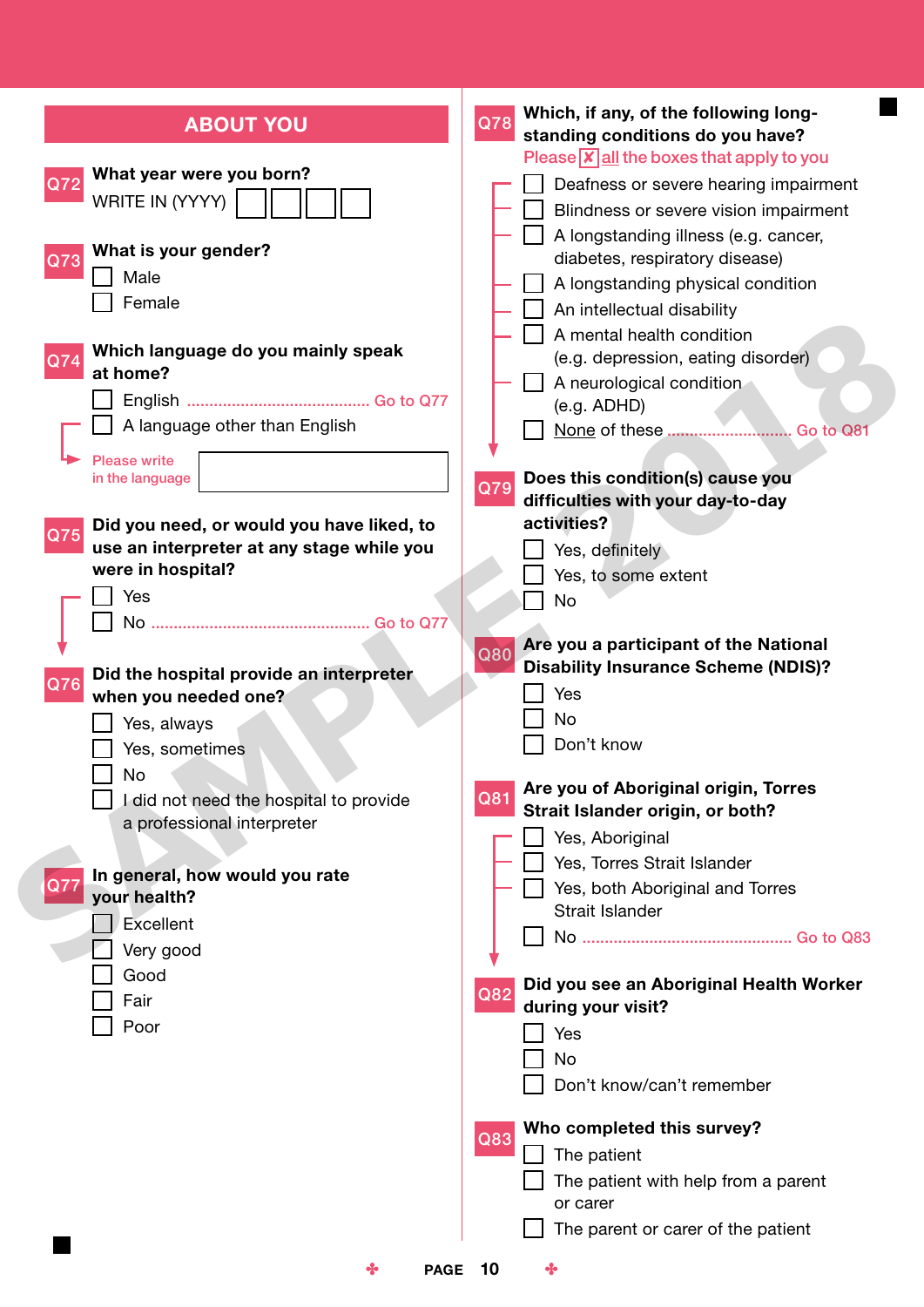## ABOUT YOU

**Q72** **What year were you born?**

WRITE IN (YYYY) ☐☐☐☐

**Q73** **What is your gender?**

- ☐ Male
- ☐ Female

**Q74** **Which language do you mainly speak at home?**

- ☐ English ........................................ Go to Q77
- ☐ A language other than English

Please write in the language ______________________

**Q75** **Did you need, or would you have liked, to use an interpreter at any stage while you were in hospital?**

- ☐ Yes
- ☐ No ................................................ Go to Q77

**Q76** **Did the hospital provide an interpreter when you needed one?**

- ☐ Yes, always
- ☐ Yes, sometimes
- ☐ No
- ☐ I did not need the hospital to provide a professional interpreter

**Q77** **In general, how would you rate your health?**

- ☐ Excellent
- ☐ Very good
- ☐ Good
- ☐ Fair
- ☐ Poor

**Q78** **Which, if any, of the following long-standing conditions do you have?**

Please ☒ all the boxes that apply to you

- ☐ Deafness or severe hearing impairment
- ☐ Blindness or severe vision impairment
- ☐ A longstanding illness (e.g. cancer, diabetes, respiratory disease)
- ☐ A longstanding physical condition
- ☐ An intellectual disability
- ☐ A mental health condition (e.g. depression, eating disorder)
- ☐ A neurological condition (e.g. ADHD)
- ☐ None of these .......................... Go to Q81

**Q79** **Does this condition(s) cause you difficulties with your day-to-day activities?**

- ☐ Yes, definitely
- ☐ Yes, to some extent
- ☐ No

**Q80** **Are you a participant of the National Disability Insurance Scheme (NDIS)?**

- ☐ Yes
- ☐ No
- ☐ Don't know

**Q81** **Are you of Aboriginal origin, Torres Strait Islander origin, or both?**

- ☐ Yes, Aboriginal
- ☐ Yes, Torres Strait Islander
- ☐ Yes, both Aboriginal and Torres Strait Islander
- ☐ No ............................................. Go to Q83

**Q82** **Did you see an Aboriginal Health Worker during your visit?**

- ☐ Yes
- ☐ No
- ☐ Don't know/can't remember

**Q83** **Who completed this survey?**

- ☐ The patient
- ☐ The patient with help from a parent or carer
- ☐ The parent or carer of the patient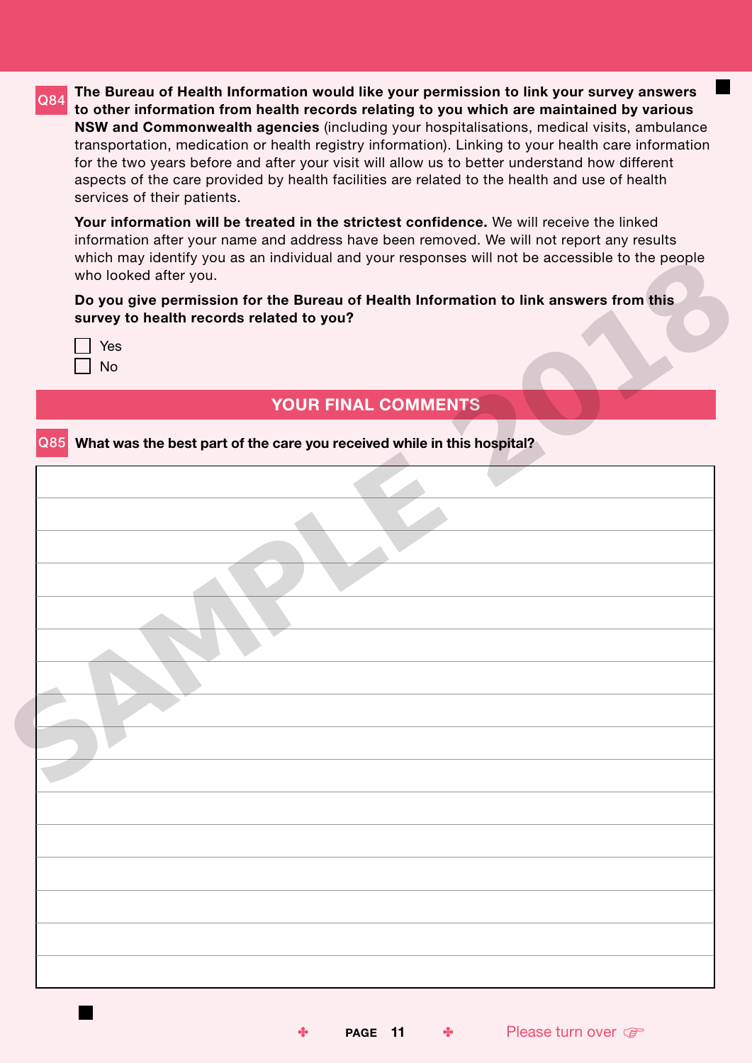**Q84** **The Bureau of Health Information would like your permission to link your survey answers to other information from health records relating to you which are maintained by various NSW and Commonwealth agencies** (including your hospitalisations, medical visits, ambulance transportation, medication or health registry information). Linking to your health care information for the two years before and after your visit will allow us to better understand how different aspects of the care provided by health facilities are related to the health and use of health services of their patients.

**Your information will be treated in the strictest confidence.** We will receive the linked information after your name and address have been removed. We will not report any results which may identify you as an individual and your responses will not be accessible to the people who looked after you.

**Do you give permission for the Bureau of Health Information to link answers from this survey to health records related to you?**

- ☐ Yes
- ☐ No

## YOUR FINAL COMMENTS

**Q85** **What was the best part of the care you received while in this hospital?**

Please turn over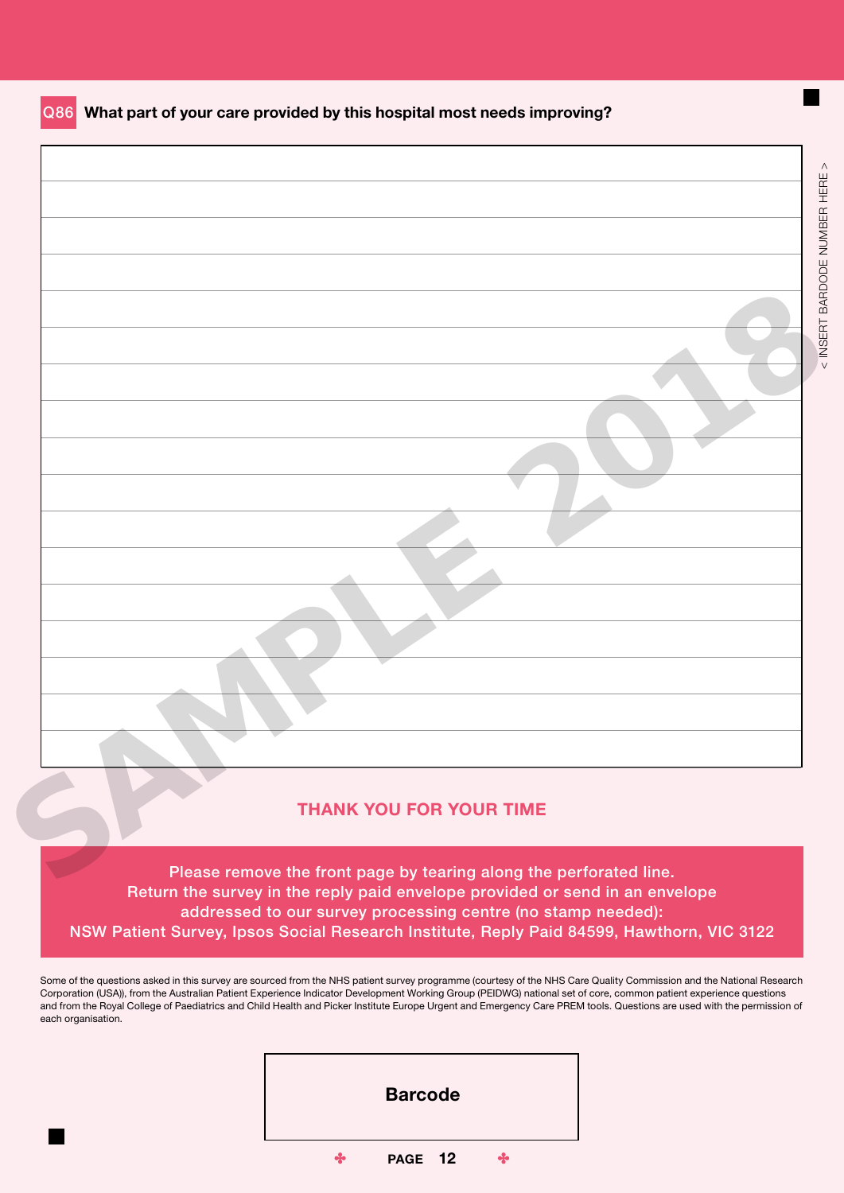**Q86 What part of your care provided by this hospital most needs improving?**

SAMPLE 2018

< INSERT BARCODE NUMBER HERE >

## THANK YOU FOR YOUR TIME

Please remove the front page by tearing along the perforated line.
Return the survey in the reply paid envelope provided or send in an envelope addressed to our survey processing centre (no stamp needed):
NSW Patient Survey, Ipsos Social Research Institute, Reply Paid 84599, Hawthorn, VIC 3122

Some of the questions asked in this survey are sourced from the NHS patient survey programme (courtesy of the NHS Care Quality Commission and the National Research Corporation (USA)), from the Australian Patient Experience Indicator Development Working Group (PEIDWG) national set of core, common patient experience questions and from the Royal College of Paediatrics and Child Health and Picker Institute Europe Urgent and Emergency Care PREM tools. Questions are used with the permission of each organisation.

**Barcode**